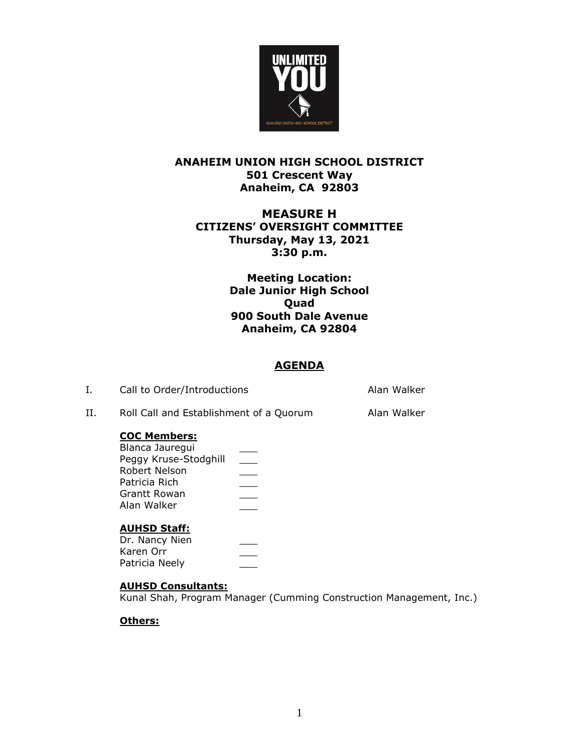**ANAHEIM UNION HIGH SCHOOL DISTRICT**
**501 Crescent Way**
**Anaheim, CA 92803**

**MEASURE H**
**CITIZENS' OVERSIGHT COMMITTEE**
**Thursday, May 13, 2021**
**3:30 p.m.**

**Meeting Location:**
**Dale Junior High School**
**Quad**
**900 South Dale Avenue**
**Anaheim, CA 92804**

## AGENDA

I. Call to Order/Introductions — Alan Walker

II. Roll Call and Establishment of a Quorum — Alan Walker

**COC Members:**

Blanca Jauregui ___
Peggy Kruse-Stodghill ___
Robert Nelson ___
Patricia Rich ___
Grantt Rowan ___
Alan Walker ___

**AUHSD Staff:**

Dr. Nancy Nien ___
Karen Orr ___
Patricia Neely ___

**AUHSD Consultants:**

Kunal Shah, Program Manager (Cumming Construction Management, Inc.)

**Others:**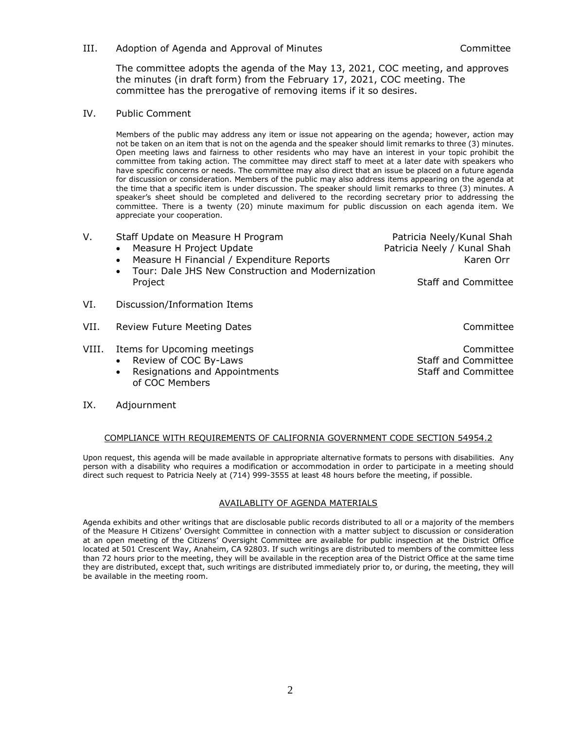III. Adoption of Agenda and Approval of Minutes — Committee

The committee adopts the agenda of the May 13, 2021, COC meeting, and approves the minutes (in draft form) from the February 17, 2021, COC meeting. The committee has the prerogative of removing items if it so desires.

IV. Public Comment

Members of the public may address any item or issue not appearing on the agenda; however, action may not be taken on an item that is not on the agenda and the speaker should limit remarks to three (3) minutes. Open meeting laws and fairness to other residents who may have an interest in your topic prohibit the committee from taking action. The committee may direct staff to meet at a later date with speakers who have specific concerns or needs. The committee may also direct that an issue be placed on a future agenda for discussion or consideration. Members of the public may also address items appearing on the agenda at the time that a specific item is under discussion. The speaker should limit remarks to three (3) minutes. A speaker's sheet should be completed and delivered to the recording secretary prior to addressing the committee. There is a twenty (20) minute maximum for public discussion on each agenda item. We appreciate your cooperation.

V. Staff Update on Measure H Program — Patricia Neely/Kunal Shah
- Measure H Project Update — Patricia Neely / Kunal Shah
- Measure H Financial / Expenditure Reports — Karen Orr
- Tour: Dale JHS New Construction and Modernization Project — Staff and Committee

VI. Discussion/Information Items

VII. Review Future Meeting Dates — Committee

VIII. Items for Upcoming meetings — Committee
- Review of COC By-Laws — Staff and Committee
- Resignations and Appointments of COC Members — Staff and Committee

IX. Adjournment

## COMPLIANCE WITH REQUIREMENTS OF CALIFORNIA GOVERNMENT CODE SECTION 54954.2

Upon request, this agenda will be made available in appropriate alternative formats to persons with disabilities. Any person with a disability who requires a modification or accommodation in order to participate in a meeting should direct such request to Patricia Neely at (714) 999-3555 at least 48 hours before the meeting, if possible.

## AVAILABLITY OF AGENDA MATERIALS

Agenda exhibits and other writings that are disclosable public records distributed to all or a majority of the members of the Measure H Citizens' Oversight Committee in connection with a matter subject to discussion or consideration at an open meeting of the Citizens' Oversight Committee are available for public inspection at the District Office located at 501 Crescent Way, Anaheim, CA 92803. If such writings are distributed to members of the committee less than 72 hours prior to the meeting, they will be available in the reception area of the District Office at the same time they are distributed, except that, such writings are distributed immediately prior to, or during, the meeting, they will be available in the meeting room.